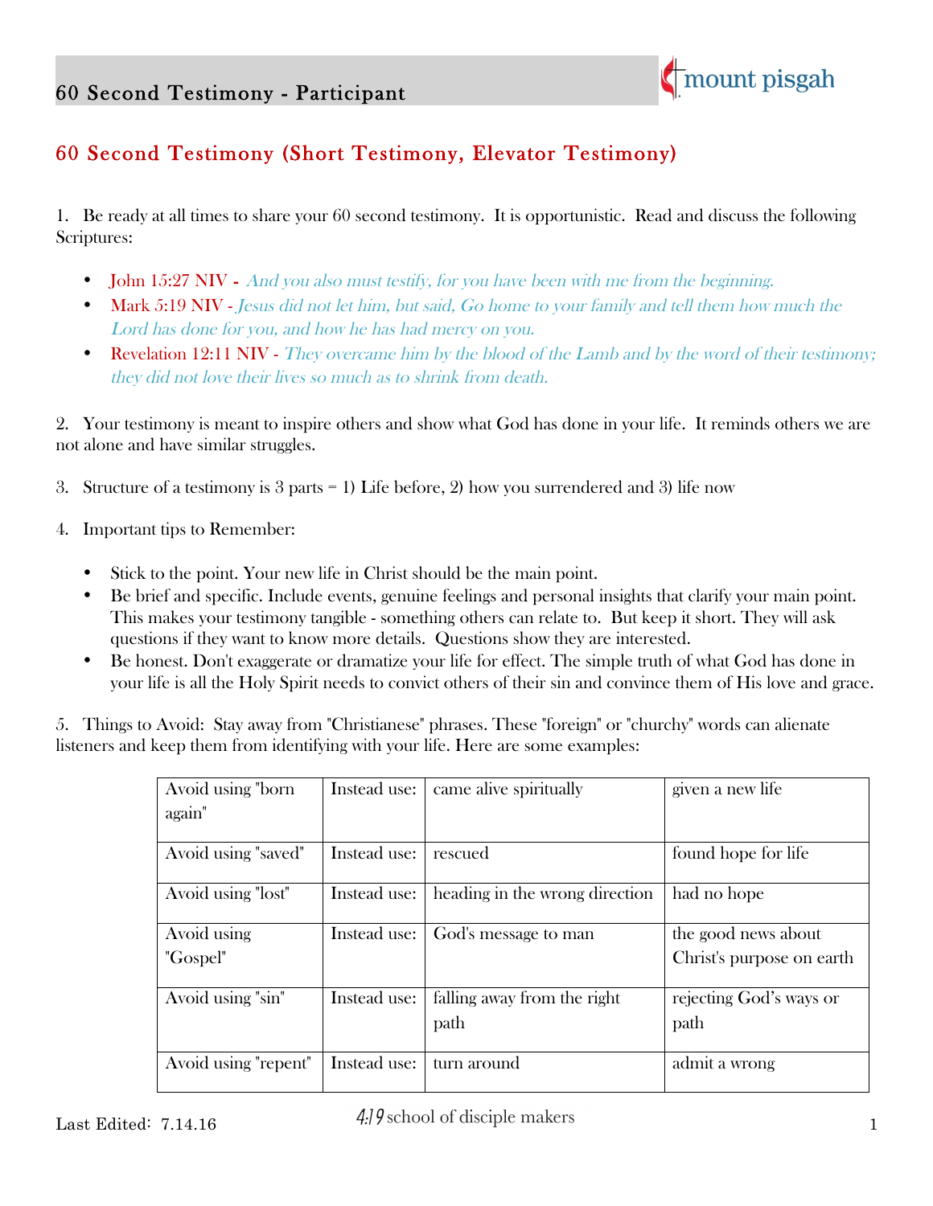## 60 Second Testimony - Participant

# 60 Second Testimony (Short Testimony, Elevator Testimony)

1. Be ready at all times to share your 60 second testimony. It is opportunistic. Read and discuss the following Scriptures:

- John 15:27 NIV - *And you also must testify, for you have been with me from the beginning.*
- Mark 5:19 NIV - *Jesus did not let him, but said, Go home to your family and tell them how much the Lord has done for you, and how he has had mercy on you.*
- Revelation 12:11 NIV - *They overcame him by the blood of the Lamb and by the word of their testimony; they did not love their lives so much as to shrink from death.*

2. Your testimony is meant to inspire others and show what God has done in your life. It reminds others we are not alone and have similar struggles.

3. Structure of a testimony is 3 parts = 1) Life before, 2) how you surrendered and 3) life now

4. Important tips to Remember:

- Stick to the point. Your new life in Christ should be the main point.
- Be brief and specific. Include events, genuine feelings and personal insights that clarify your main point. This makes your testimony tangible - something others can relate to. But keep it short. They will ask questions if they want to know more details. Questions show they are interested.
- Be honest. Don't exaggerate or dramatize your life for effect. The simple truth of what God has done in your life is all the Holy Spirit needs to convict others of their sin and convince them of His love and grace.

5. Things to Avoid: Stay away from "Christianese" phrases. These "foreign" or "churchy" words can alienate listeners and keep them from identifying with your life. Here are some examples:

| | | | |
|---|---|---|---|
| Avoid using "born again" | Instead use: | came alive spiritually | given a new life |
| Avoid using "saved" | Instead use: | rescued | found hope for life |
| Avoid using "lost" | Instead use: | heading in the wrong direction | had no hope |
| Avoid using "Gospel" | Instead use: | God's message to man | the good news about Christ's purpose on earth |
| Avoid using "sin" | Instead use: | falling away from the right path | rejecting God's ways or path |
| Avoid using "repent" | Instead use: | turn around | admit a wrong |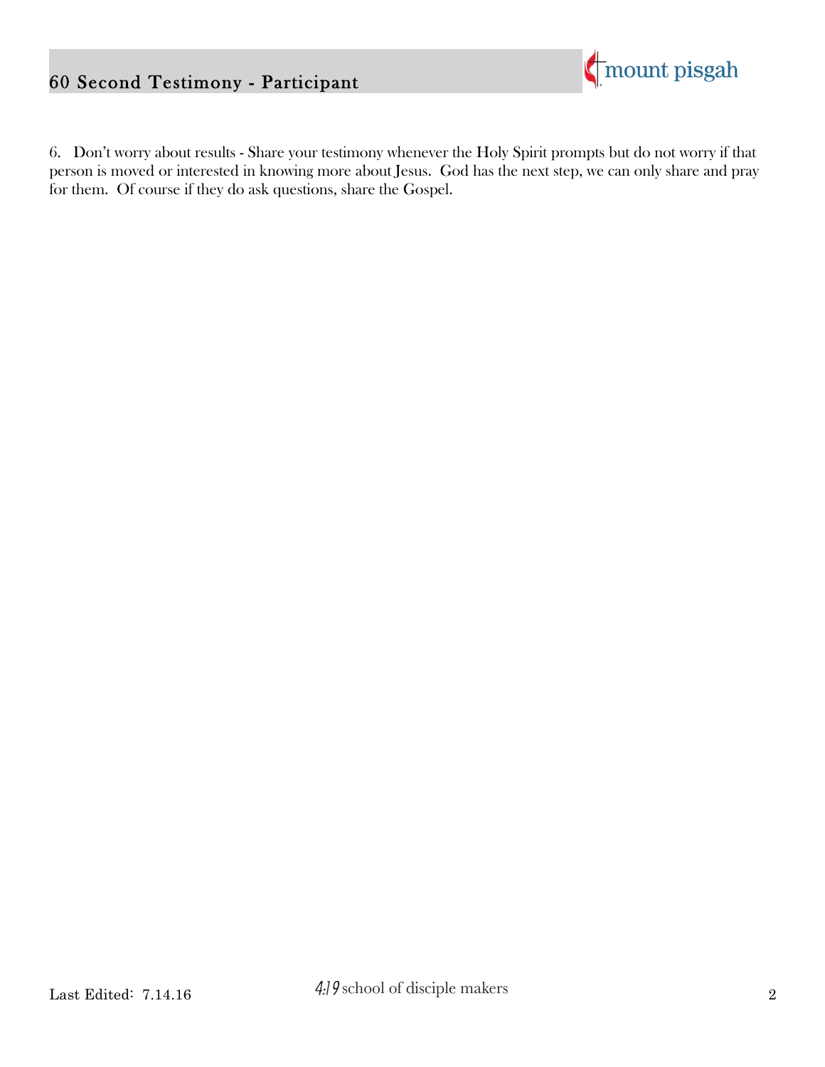6. Don't worry about results - Share your testimony whenever the Holy Spirit prompts but do not worry if that person is moved or interested in knowing more about Jesus. God has the next step, we can only share and pray for them. Of course if they do ask questions, share the Gospel.